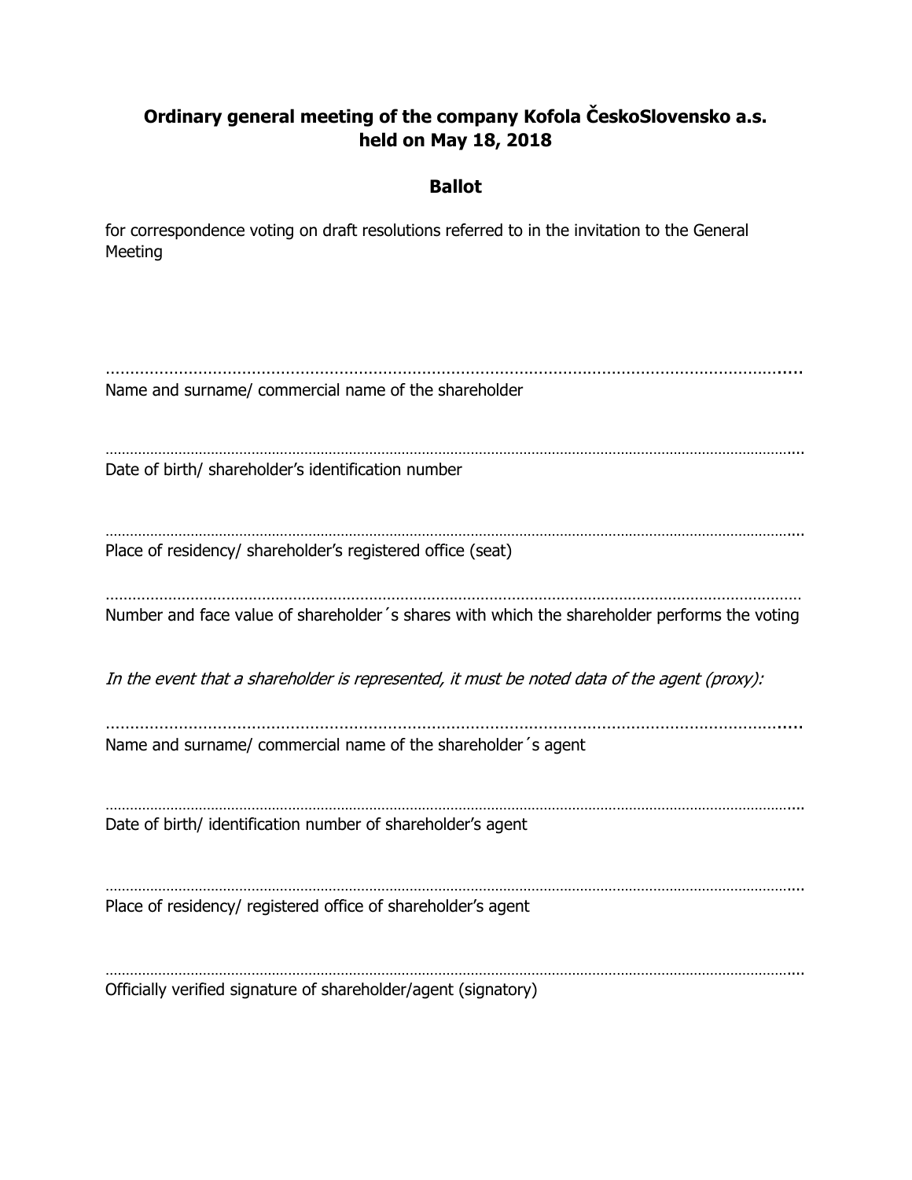**Ordinary general meeting of the company Kofola ČeskoSlovensko a.s. held on May 18, 2018**

**Ballot**

for correspondence voting on draft resolutions referred to in the invitation to the General Meeting

…………………………………………………………………………………………………………………………………

Name and surname/ commercial name of the shareholder

…………………………………………………………………………………………………………………………………

Date of birth/ shareholder's identification number

…………………………………………………………………………………………………………………………………

Place of residency/ shareholder's registered office (seat)

…………………………………………………………………………………………………………………………………

Number and face value of shareholder´s shares with which the shareholder performs the voting

*In the event that a shareholder is represented, it must be noted data of the agent (proxy):*

…………………………………………………………………………………………………………………………………

Name and surname/ commercial name of the shareholder´s agent

…………………………………………………………………………………………………………………………………

Date of birth/ identification number of shareholder's agent

…………………………………………………………………………………………………………………………………

Place of residency/ registered office of shareholder's agent

…………………………………………………………………………………………………………………………………

Officially verified signature of shareholder/agent (signatory)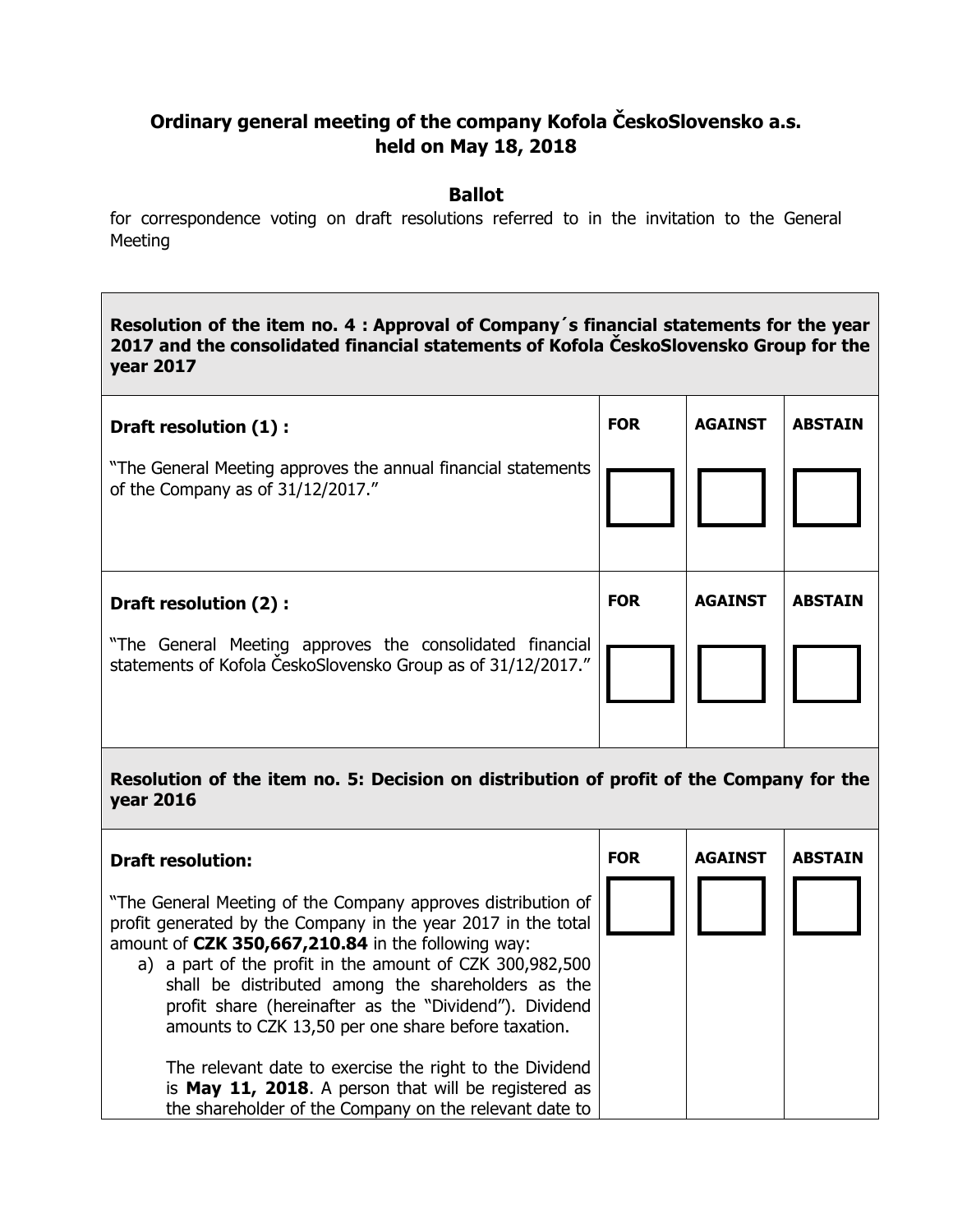**Ordinary general meeting of the company Kofola ČeskoSlovensko a.s. held on May 18, 2018**

**Ballot**

for correspondence voting on draft resolutions referred to in the invitation to the General Meeting

| **Resolution of the item no. 4 : Approval of Company´s financial statements for the year 2017 and the consolidated financial statements of Kofola ČeskoSlovensko Group for the year 2017** | | | |
|---|---|---|---|
| **Draft resolution (1) :**<br><br>"The General Meeting approves the annual financial statements of the Company as of 31/12/2017." | **FOR**<br>☐ | **AGAINST**<br>☐ | **ABSTAIN**<br>☐ |
| **Draft resolution (2) :**<br><br>"The General Meeting approves the consolidated financial statements of Kofola ČeskoSlovensko Group as of 31/12/2017." | **FOR**<br>☐ | **AGAINST**<br>☐ | **ABSTAIN**<br>☐ |
| **Resolution of the item no. 5: Decision on distribution of profit of the Company for the year 2016** | | | |
| **Draft resolution:**<br><br>"The General Meeting of the Company approves distribution of profit generated by the Company in the year 2017 in the total amount of **CZK 350,667,210.84** in the following way:<br>a) a part of the profit in the amount of CZK 300,982,500 shall be distributed among the shareholders as the profit share (hereinafter as the "Dividend"). Dividend amounts to CZK 13,50 per one share before taxation.<br><br>The relevant date to exercise the right to the Dividend is **May 11, 2018**. A person that will be registered as the shareholder of the Company on the relevant date to | **FOR**<br>☐ | **AGAINST**<br>☐ | **ABSTAIN**<br>☐ |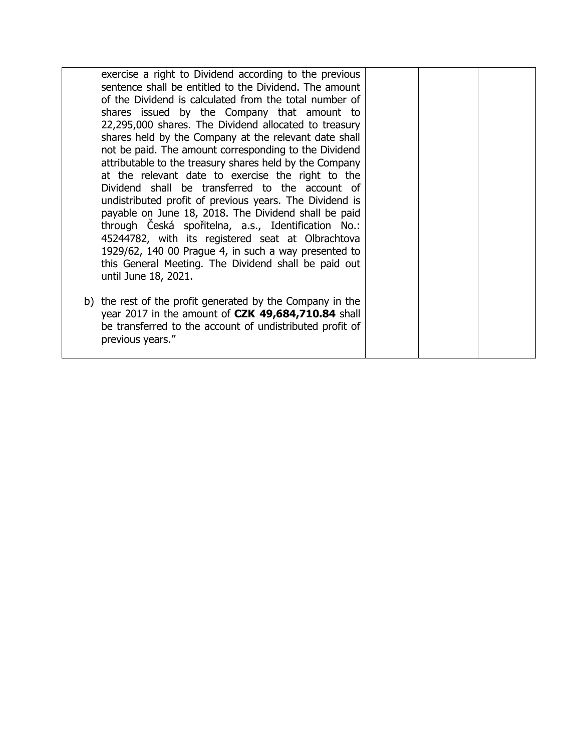| | | | |
|---|---|---|---|
| exercise a right to Dividend according to the previous sentence shall be entitled to the Dividend. The amount of the Dividend is calculated from the total number of shares issued by the Company that amount to 22,295,000 shares. The Dividend allocated to treasury shares held by the Company at the relevant date shall not be paid. The amount corresponding to the Dividend attributable to the treasury shares held by the Company at the relevant date to exercise the right to the Dividend shall be transferred to the account of undistributed profit of previous years. The Dividend is payable on June 18, 2018. The Dividend shall be paid through Česká spořitelna, a.s., Identification No.: 45244782, with its registered seat at Olbrachtova 1929/62, 140 00 Prague 4, in such a way presented to this General Meeting. The Dividend shall be paid out until June 18, 2021.<br><br>b) the rest of the profit generated by the Company in the year 2017 in the amount of **CZK 49,684,710.84** shall be transferred to the account of undistributed profit of previous years." | | | |